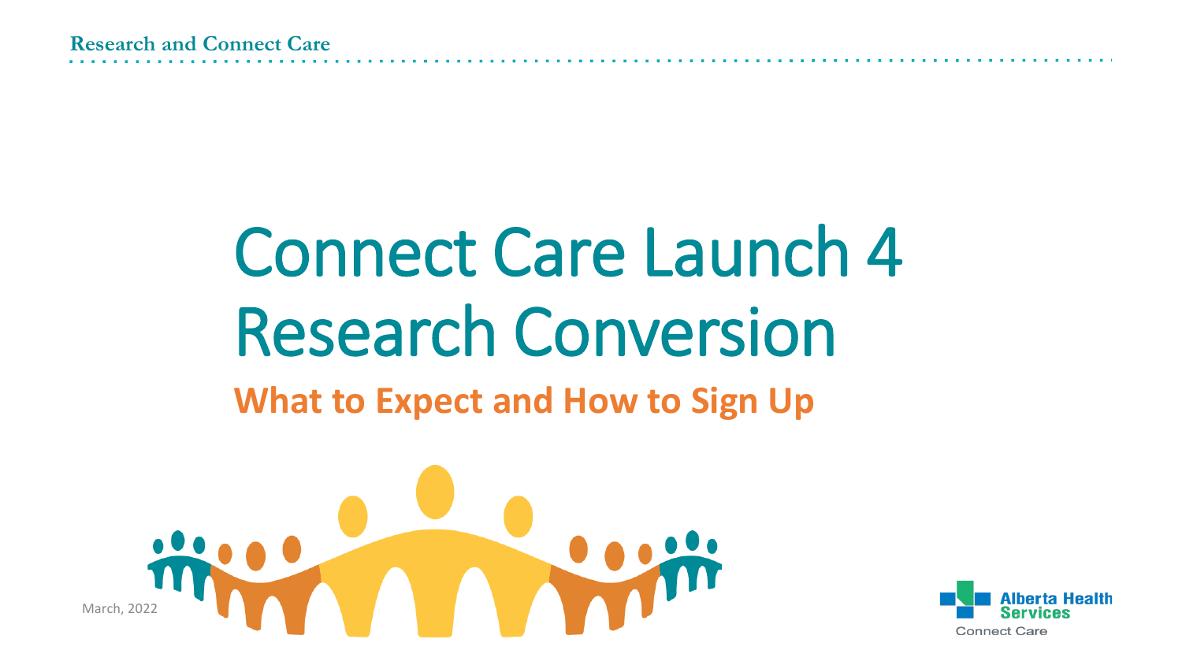# Connect Care Launch 4 Research Conversion

## What to Expect and How to Sign Up

March, 2022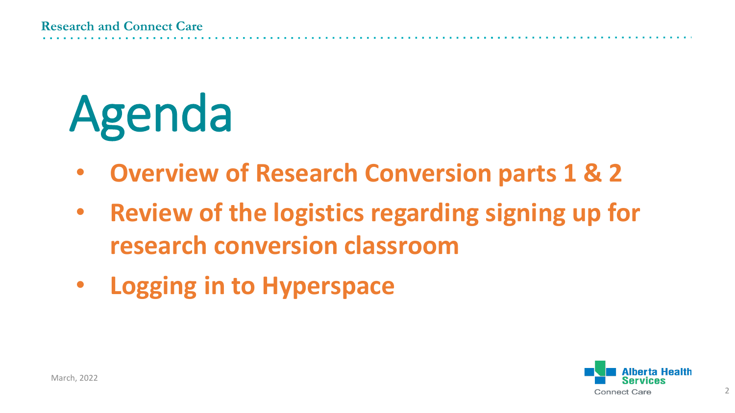# Agenda

- **Overview of Research Conversion parts 1 & 2**
- **Review of the logistics regarding signing up for research conversion classroom**
- **Logging in to Hyperspace**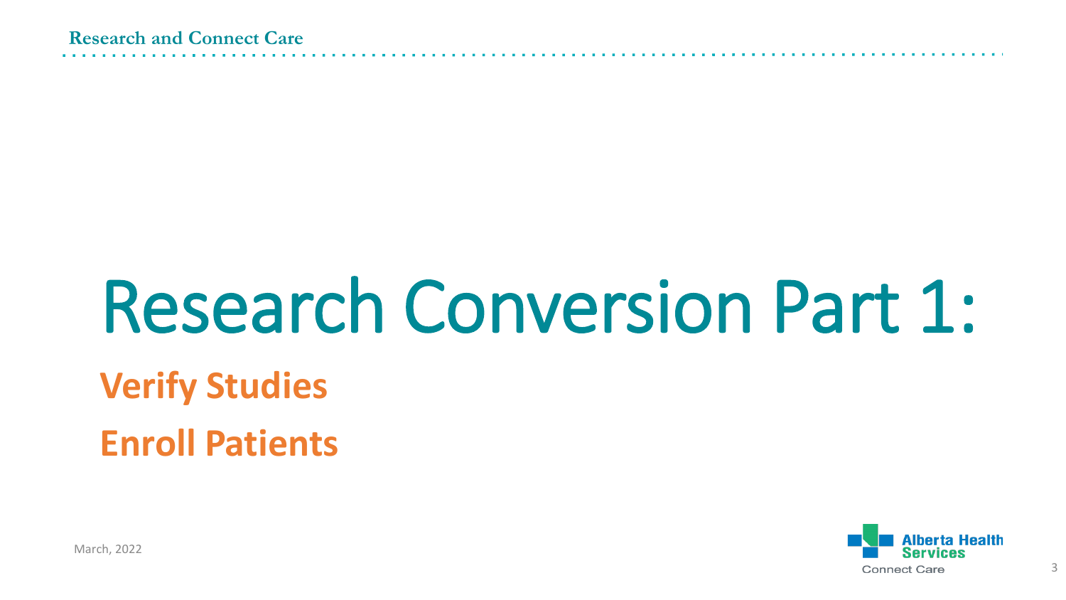# Research Conversion Part 1:

## Verify Studies

## Enroll Patients

March, 2022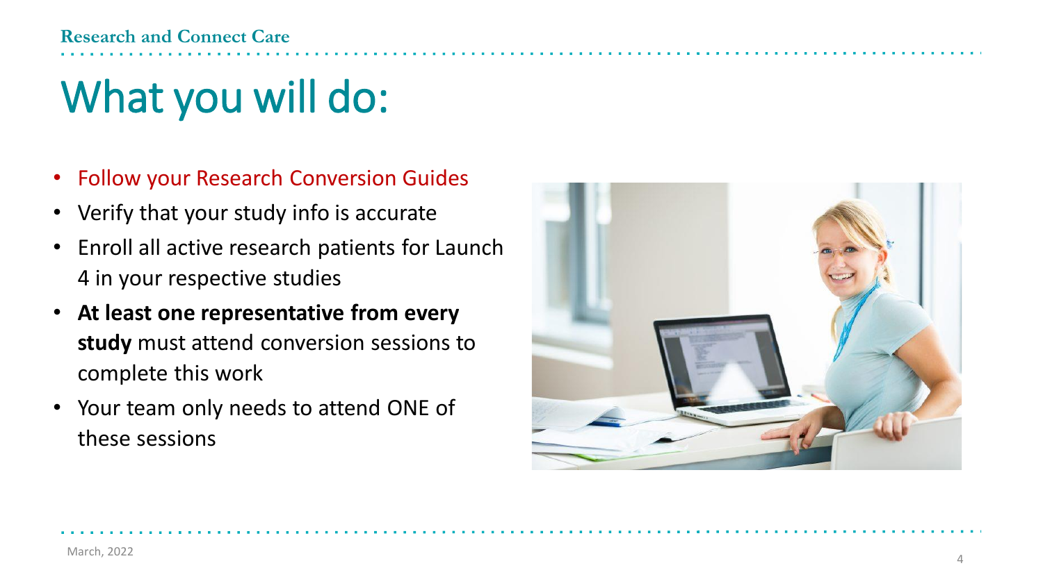# What you will do:

- Follow your Research Conversion Guides
- Verify that your study info is accurate
- Enroll all active research patients for Launch 4 in your respective studies
- **At least one representative from every study** must attend conversion sessions to complete this work
- Your team only needs to attend ONE of these sessions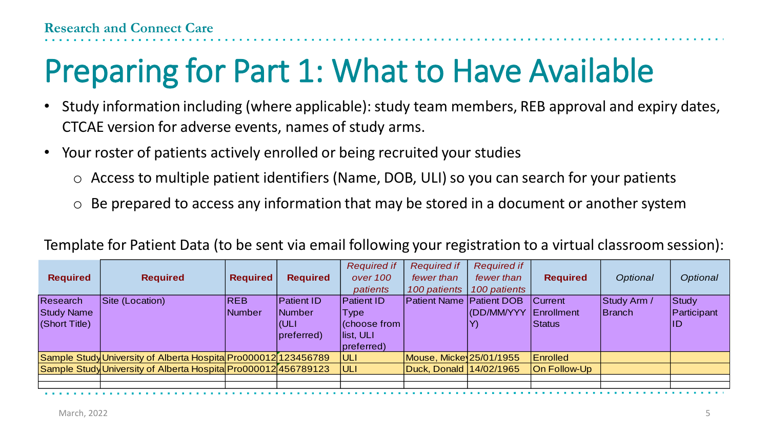# Preparing for Part 1: What to Have Available

- Study information including (where applicable): study team members, REB approval and expiry dates, CTCAE version for adverse events, names of study arms.
- Your roster of patients actively enrolled or being recruited your studies
  - Access to multiple patient identifiers (Name, DOB, ULI) so you can search for your patients
  - Be prepared to access any information that may be stored in a document or another system

Template for Patient Data (to be sent via email following your registration to a virtual classroom session):

| **Required** | **Required** | **Required** | **Required** | *Required if over 100 patients* | *Required if fewer than 100 patients* | *Required if fewer than 100 patients* | **Required** | *Optional* | *Optional* |
|---|---|---|---|---|---|---|---|---|---|
| Research Study Name (Short Title) | Site (Location) | REB Number | Patient ID Number (ULI preferred) | Patient ID Type (choose from list, ULI preferred) | Patient Name | Patient DOB (DD/MM/YYYY) | Current Enrollment Status | Study Arm / Branch | Study Participant ID |
| Sample Study | University of Alberta Hospita | Pro000012 | 123456789 | ULI | Mouse, Mickey | 25/01/1955 | Enrolled | | |
| Sample Study | University of Alberta Hospita | Pro000012 | 456789123 | ULI | Duck, Donald | 14/02/1965 | On Follow-Up | | |
| | | | | | | | | | |
| | | | | | | | | | |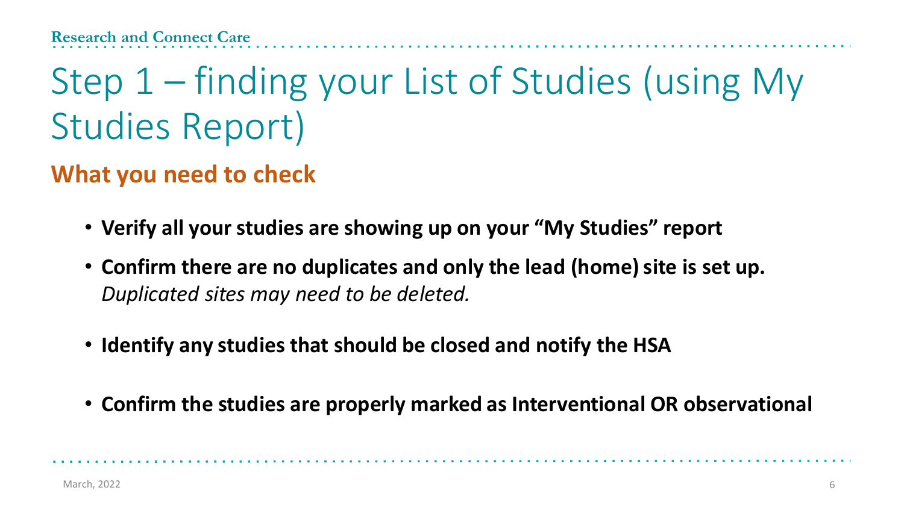# Step 1 – finding your List of Studies (using My Studies Report)

## What you need to check

- **Verify all your studies are showing up on your "My Studies" report**
- **Confirm there are no duplicates and only the lead (home) site is set up.** *Duplicated sites may need to be deleted.*
- **Identify any studies that should be closed and notify the HSA**
- **Confirm the studies are properly marked as Interventional OR observational**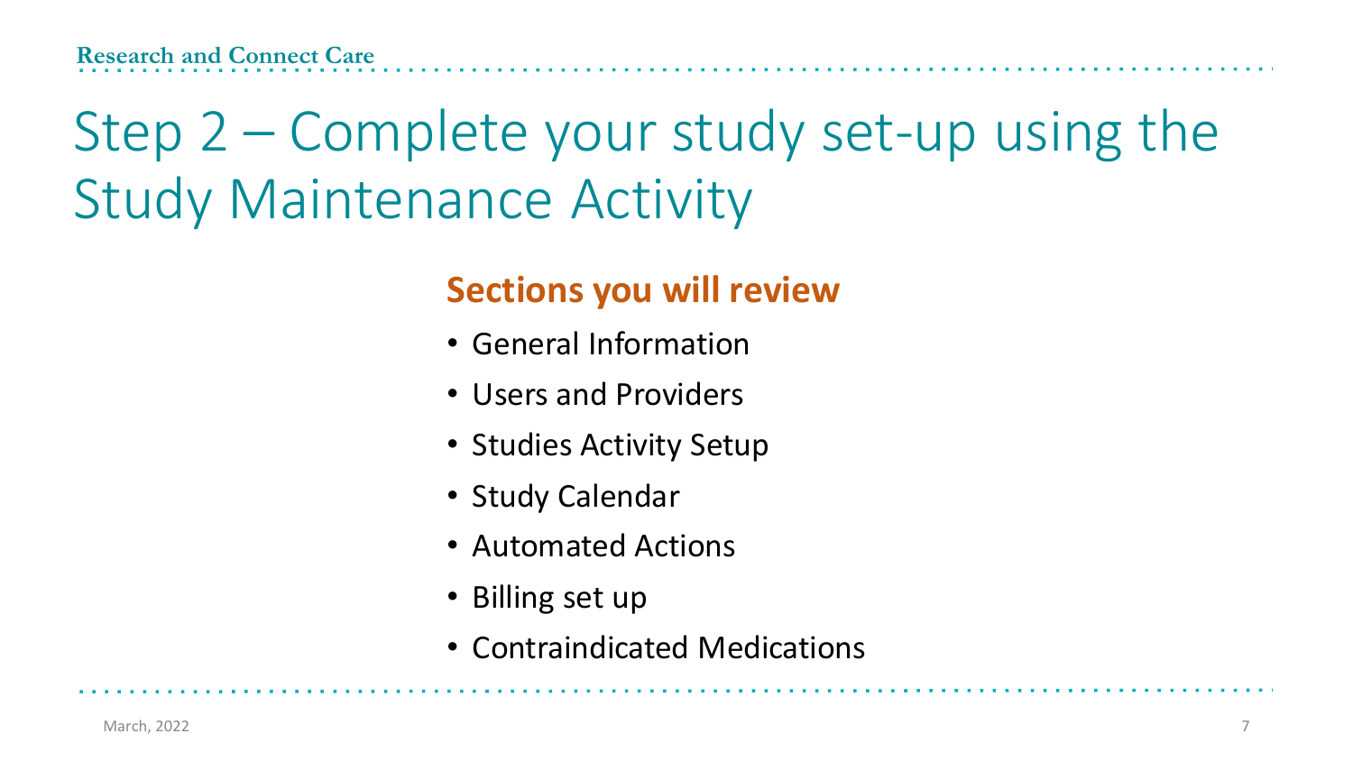# Step 2 – Complete your study set-up using the Study Maintenance Activity

## Sections you will review

- General Information
- Users and Providers
- Studies Activity Setup
- Study Calendar
- Automated Actions
- Billing set up
- Contraindicated Medications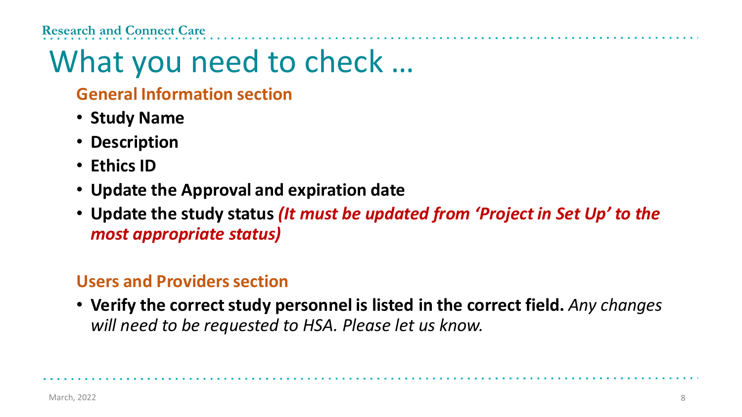# What you need to check …

## General Information section

- **Study Name**
- **Description**
- **Ethics ID**
- **Update the Approval and expiration date**
- **Update the study status** ***(It must be updated from 'Project in Set Up' to the most appropriate status)***

## Users and Providers section

- **Verify the correct study personnel is listed in the correct field.** *Any changes will need to be requested to HSA. Please let us know.*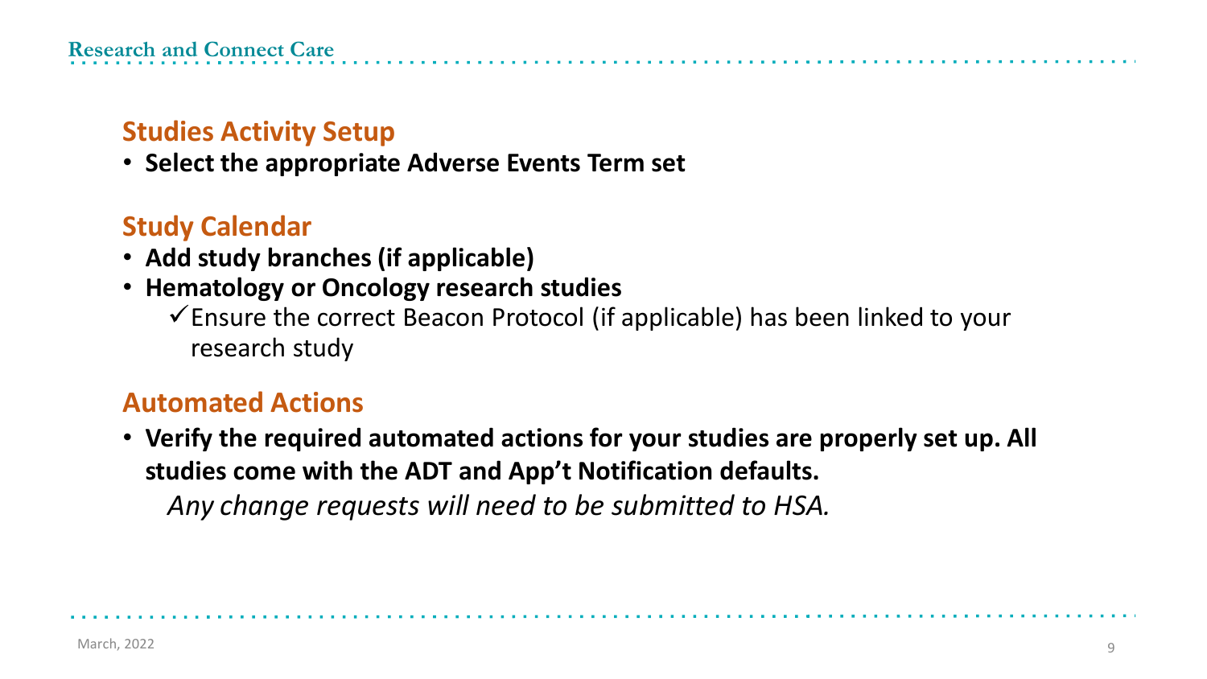## Studies Activity Setup

- **Select the appropriate Adverse Events Term set**

## Study Calendar

- **Add study branches (if applicable)**
- **Hematology or Oncology research studies**
  - ✓ Ensure the correct Beacon Protocol (if applicable) has been linked to your research study

## Automated Actions

- **Verify the required automated actions for your studies are properly set up. All studies come with the ADT and App't Notification defaults.**

  *Any change requests will need to be submitted to HSA.*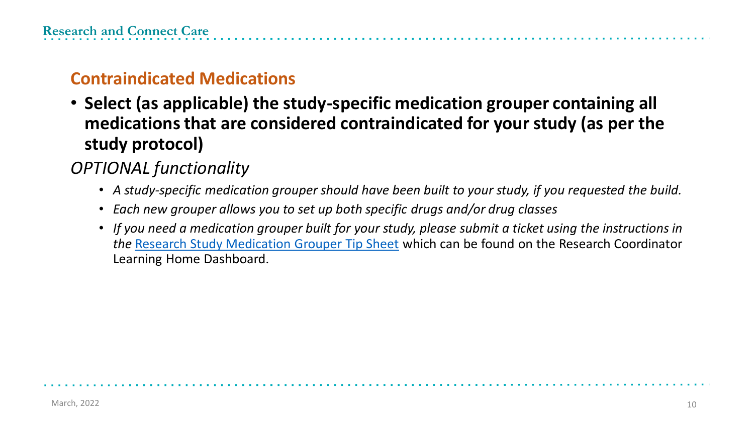## Contraindicated Medications

- **Select (as applicable) the study-specific medication grouper containing all medications that are considered contraindicated for your study (as per the study protocol)**

*OPTIONAL functionality*

  - *A study-specific medication grouper should have been built to your study, if you requested the build.*
  - *Each new grouper allows you to set up both specific drugs and/or drug classes*
  - *If you need a medication grouper built for your study, please submit a ticket using the instructions in the* Research Study Medication Grouper Tip Sheet which can be found on the Research Coordinator Learning Home Dashboard.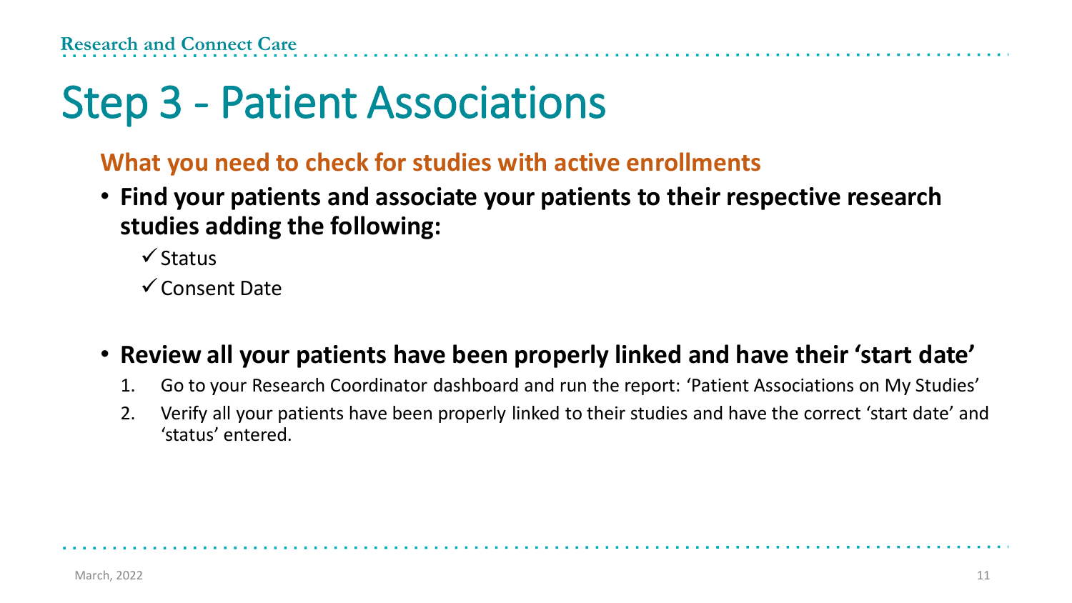# Step 3 - Patient Associations

### What you need to check for studies with active enrollments

- **Find your patients and associate your patients to their respective research studies adding the following:**
  - ✓ Status
  - ✓ Consent Date

- **Review all your patients have been properly linked and have their 'start date'**
  1. Go to your Research Coordinator dashboard and run the report: 'Patient Associations on My Studies'
  2. Verify all your patients have been properly linked to their studies and have the correct 'start date' and 'status' entered.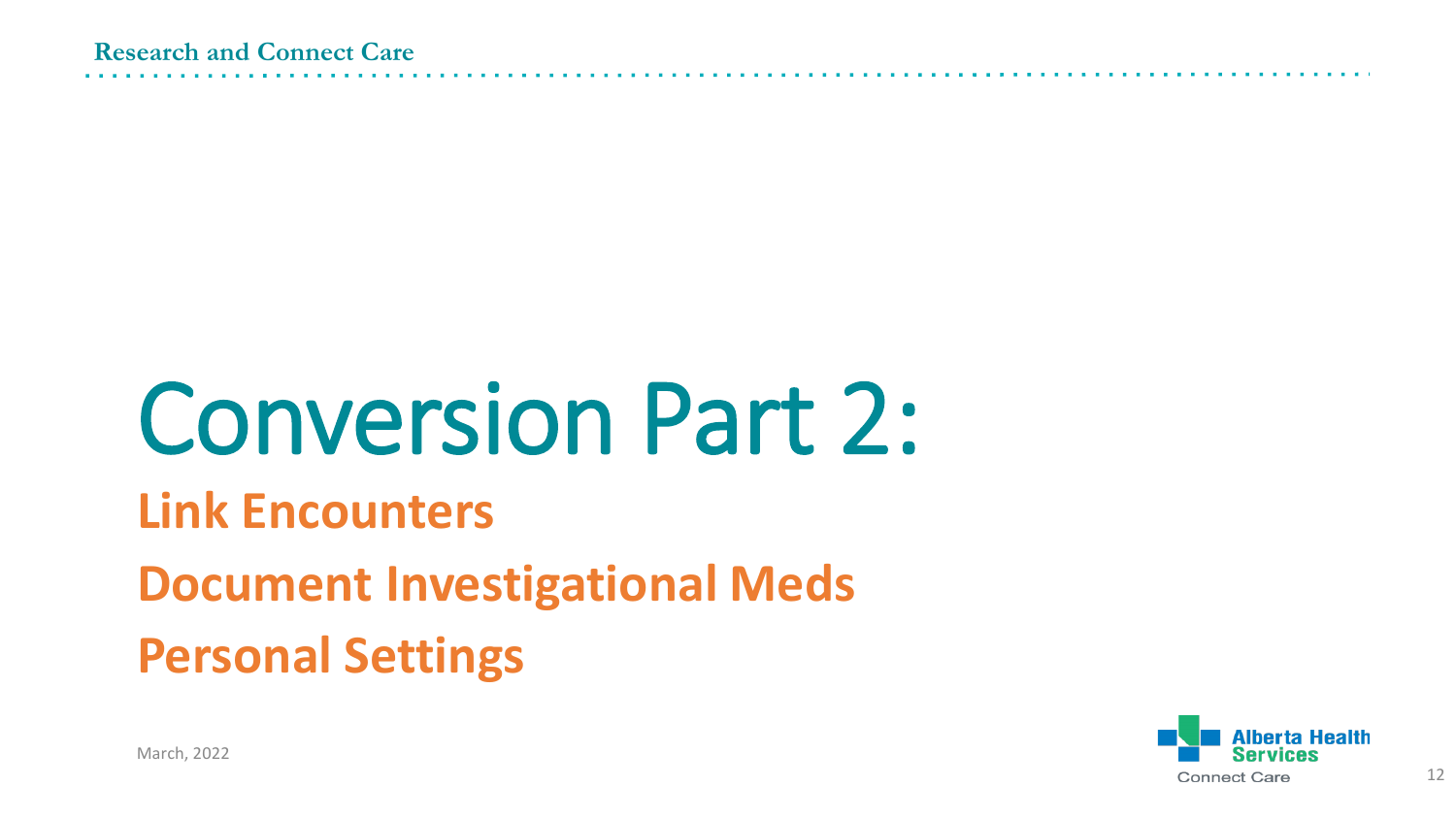# Conversion Part 2:

## Link Encounters

## Document Investigational Meds

## Personal Settings

March, 2022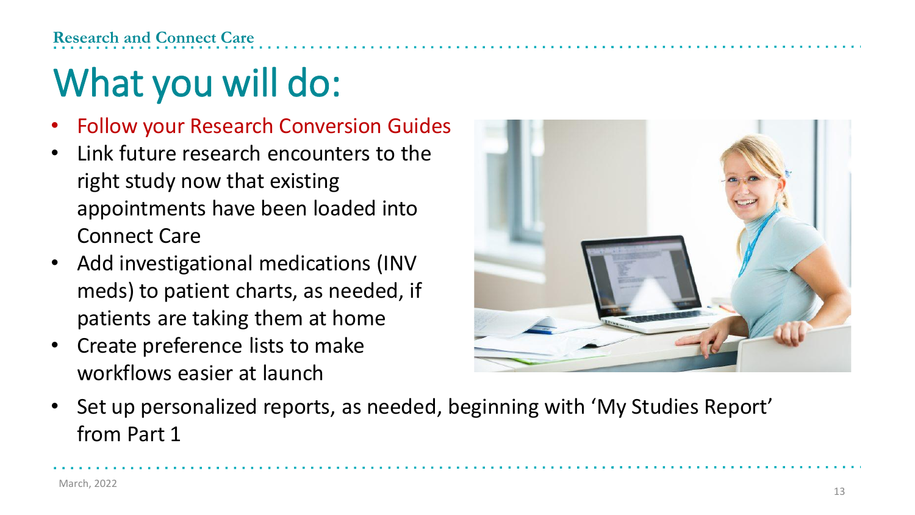# What you will do:

- Follow your Research Conversion Guides
- Link future research encounters to the right study now that existing appointments have been loaded into Connect Care
- Add investigational medications (INV meds) to patient charts, as needed, if patients are taking them at home
- Create preference lists to make workflows easier at launch
- Set up personalized reports, as needed, beginning with 'My Studies Report' from Part 1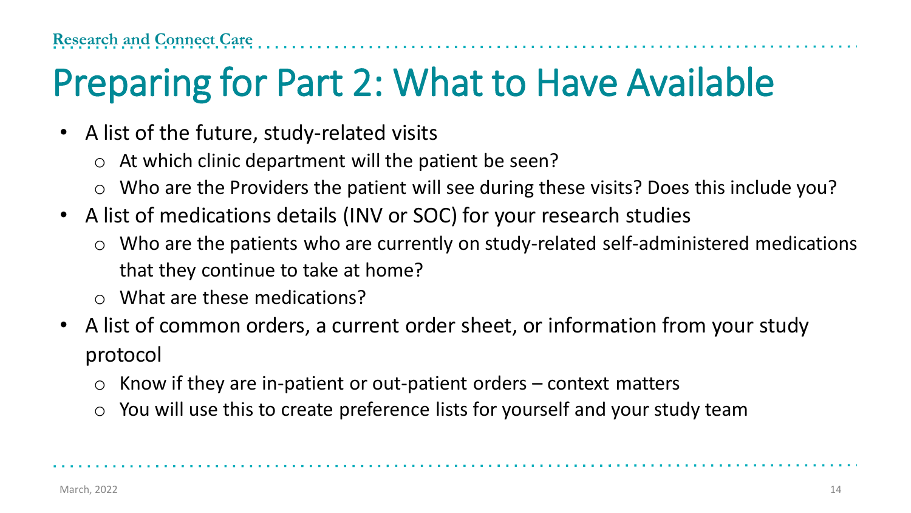# Preparing for Part 2: What to Have Available

- A list of the future, study-related visits
  - At which clinic department will the patient be seen?
  - Who are the Providers the patient will see during these visits? Does this include you?
- A list of medications details (INV or SOC) for your research studies
  - Who are the patients who are currently on study-related self-administered medications that they continue to take at home?
  - What are these medications?
- A list of common orders, a current order sheet, or information from your study protocol
  - Know if they are in-patient or out-patient orders – context matters
  - You will use this to create preference lists for yourself and your study team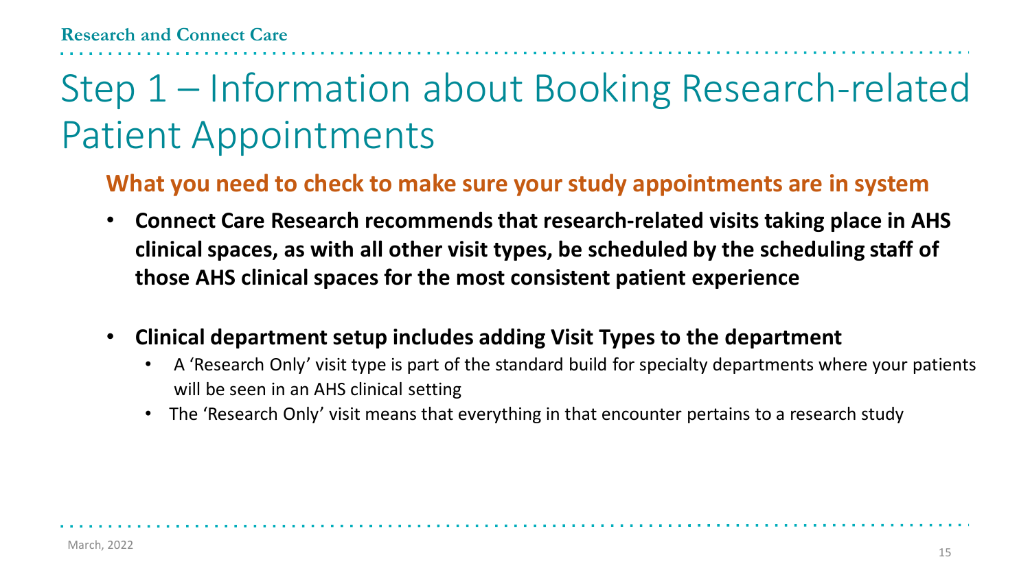# Step 1 – Information about Booking Research-related Patient Appointments

## What you need to check to make sure your study appointments are in system

- **Connect Care Research recommends that research-related visits taking place in AHS clinical spaces, as with all other visit types, be scheduled by the scheduling staff of those AHS clinical spaces for the most consistent patient experience**
- **Clinical department setup includes adding Visit Types to the department**
  - A 'Research Only' visit type is part of the standard build for specialty departments where your patients will be seen in an AHS clinical setting
  - The 'Research Only' visit means that everything in that encounter pertains to a research study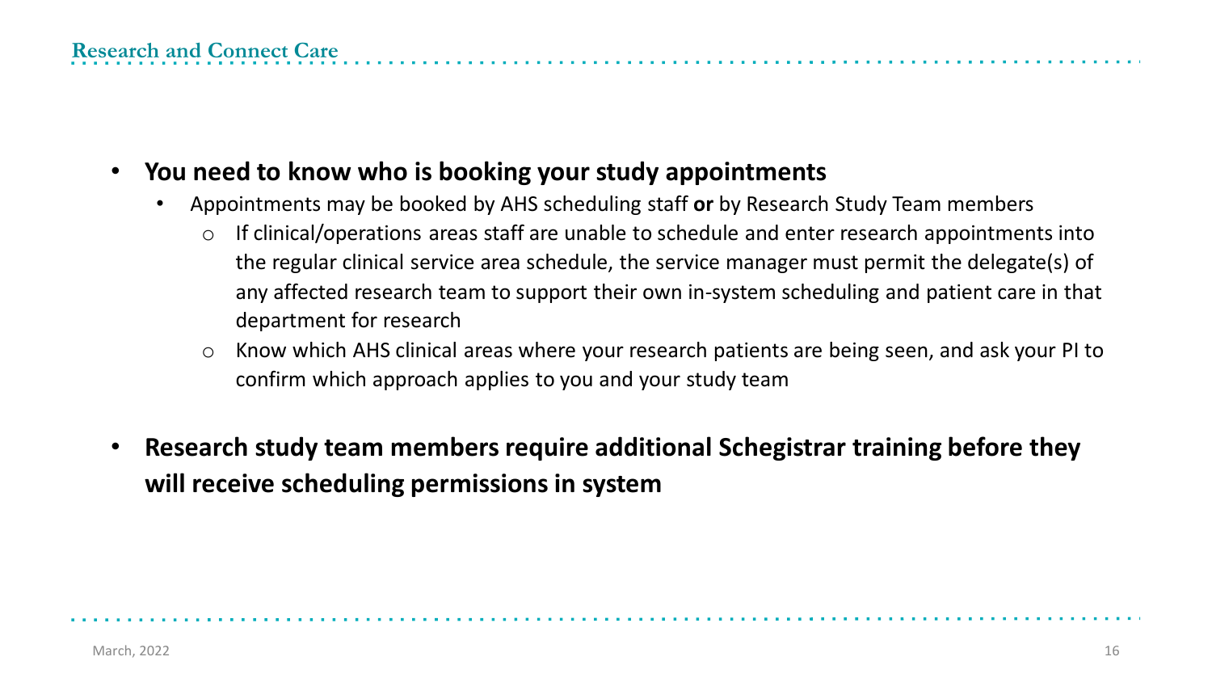- **You need to know who is booking your study appointments**
  - Appointments may be booked by AHS scheduling staff **or** by Research Study Team members
    - If clinical/operations areas staff are unable to schedule and enter research appointments into the regular clinical service area schedule, the service manager must permit the delegate(s) of any affected research team to support their own in-system scheduling and patient care in that department for research
    - Know which AHS clinical areas where your research patients are being seen, and ask your PI to confirm which approach applies to you and your study team
- **Research study team members require additional Schegistrar training before they will receive scheduling permissions in system**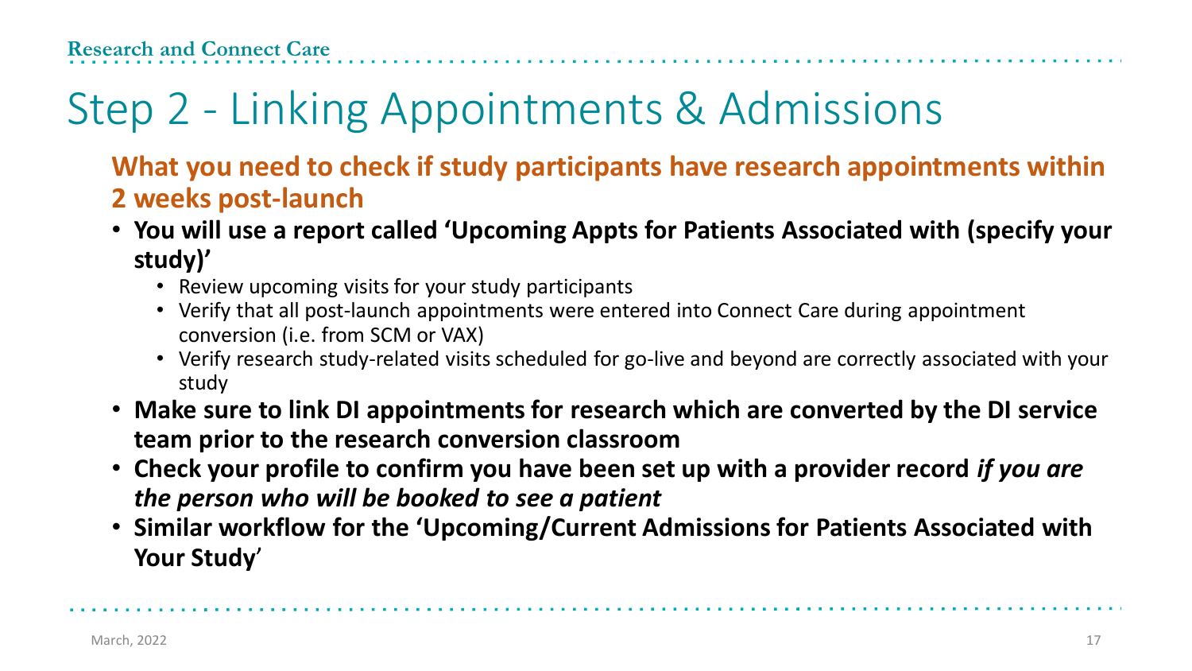# Step 2 - Linking Appointments & Admissions

## What you need to check if study participants have research appointments within 2 weeks post-launch

- **You will use a report called 'Upcoming Appts for Patients Associated with (specify your study)'**
  - Review upcoming visits for your study participants
  - Verify that all post-launch appointments were entered into Connect Care during appointment conversion (i.e. from SCM or VAX)
  - Verify research study-related visits scheduled for go-live and beyond are correctly associated with your study
- **Make sure to link DI appointments for research which are converted by the DI service team prior to the research conversion classroom**
- **Check your profile to confirm you have been set up with a provider record *if you are the person who will be booked to see a patient***
- **Similar workflow for the 'Upcoming/Current Admissions for Patients Associated with Your Study'**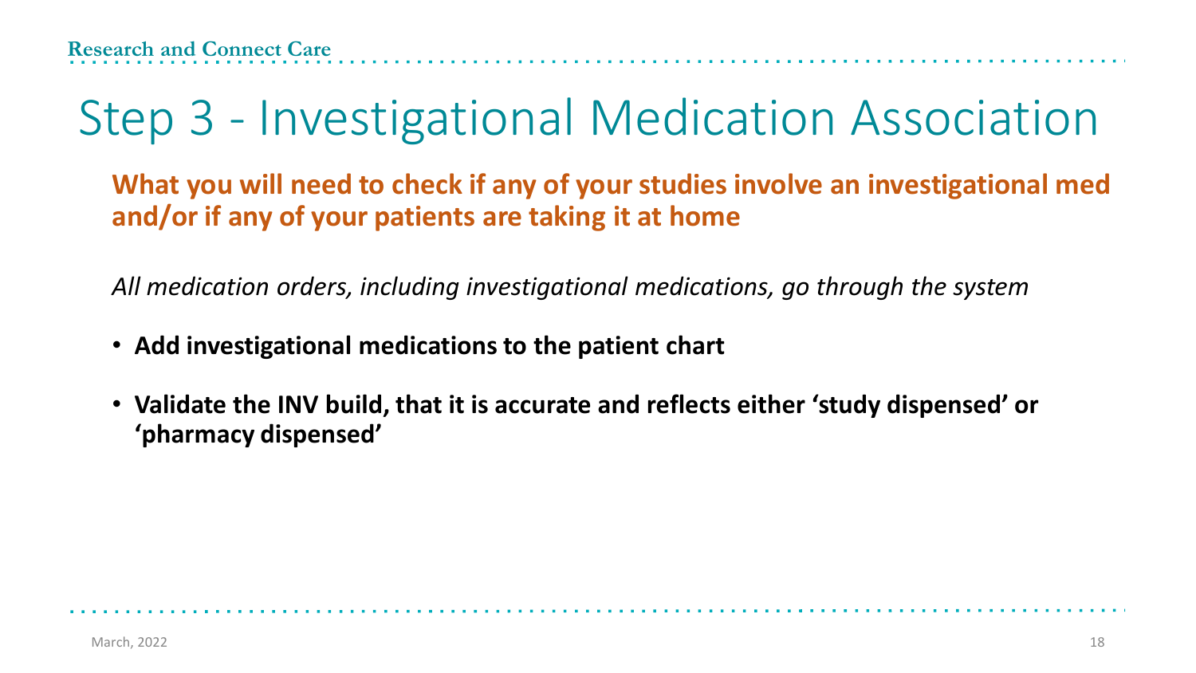# Step 3 - Investigational Medication Association

**What you will need to check if any of your studies involve an investigational med and/or if any of your patients are taking it at home**

*All medication orders, including investigational medications, go through the system*

- **Add investigational medications to the patient chart**
- **Validate the INV build, that it is accurate and reflects either 'study dispensed' or 'pharmacy dispensed'**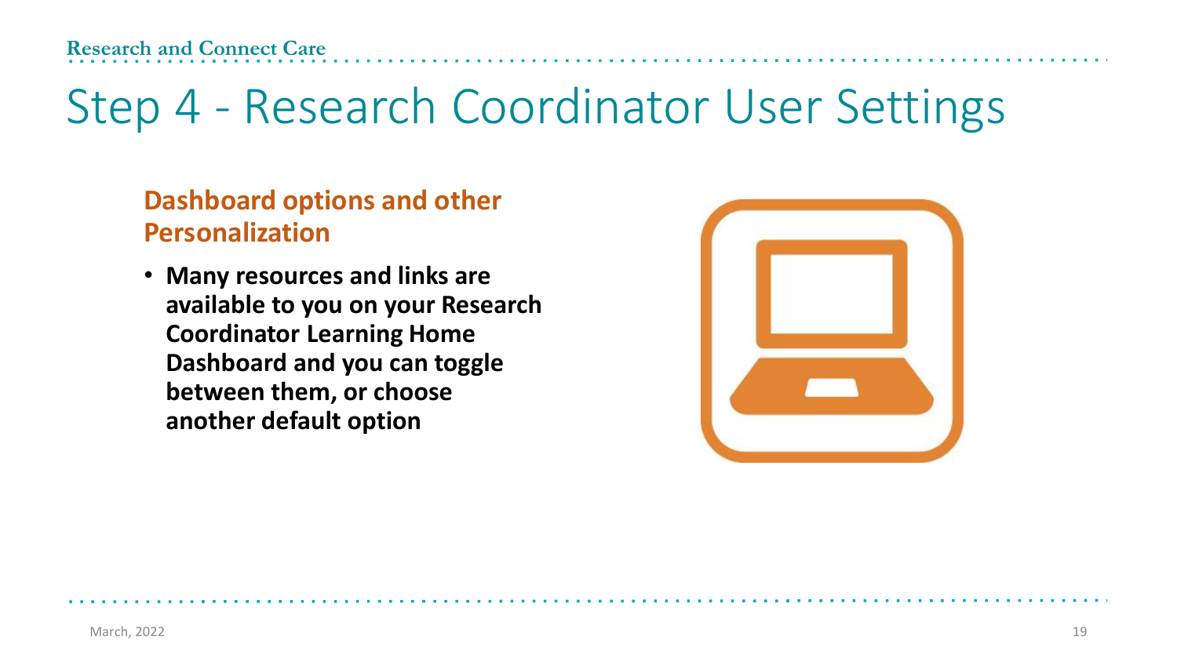# Step 4 - Research Coordinator User Settings

## Dashboard options and other Personalization

- **Many resources and links are available to you on your Research Coordinator Learning Home Dashboard and you can toggle between them, or choose another default option**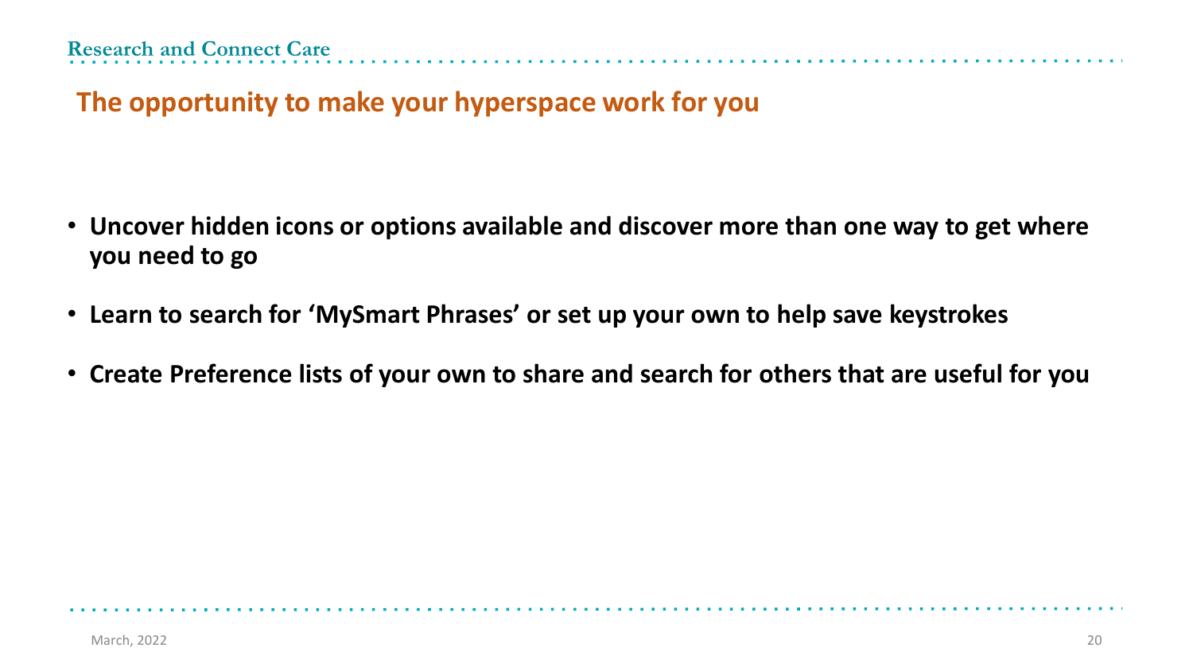## The opportunity to make your hyperspace work for you

- **Uncover hidden icons or options available and discover more than one way to get where you need to go**
- **Learn to search for 'MySmart Phrases' or set up your own to help save keystrokes**
- **Create Preference lists of your own to share and search for others that are useful for you**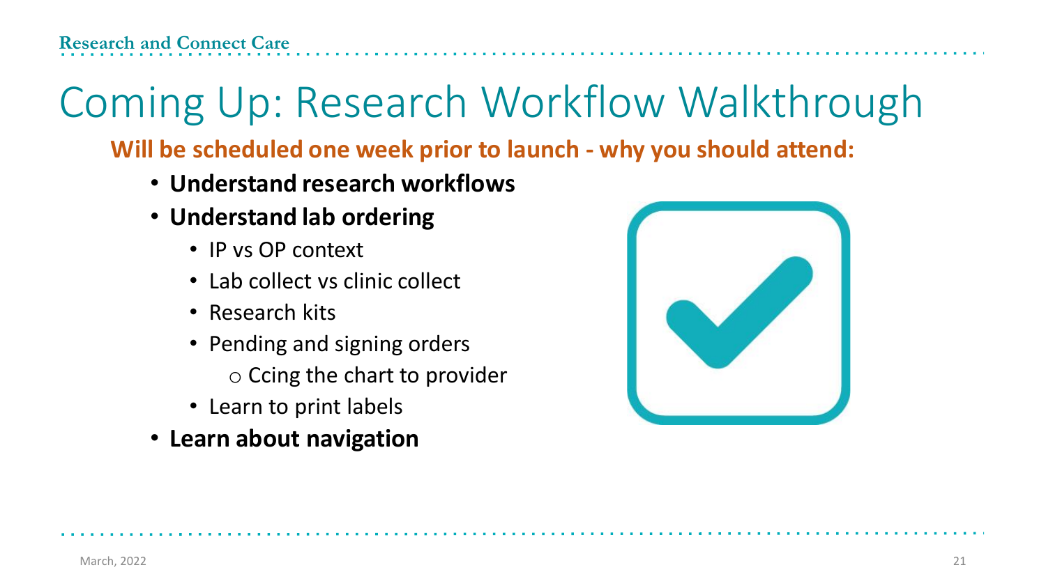# Coming Up: Research Workflow Walkthrough

**Will be scheduled one week prior to launch - why you should attend:**

- **Understand research workflows**
- **Understand lab ordering**
  - IP vs OP context
  - Lab collect vs clinic collect
  - Research kits
  - Pending and signing orders
    - Ccing the chart to provider
  - Learn to print labels
- **Learn about navigation**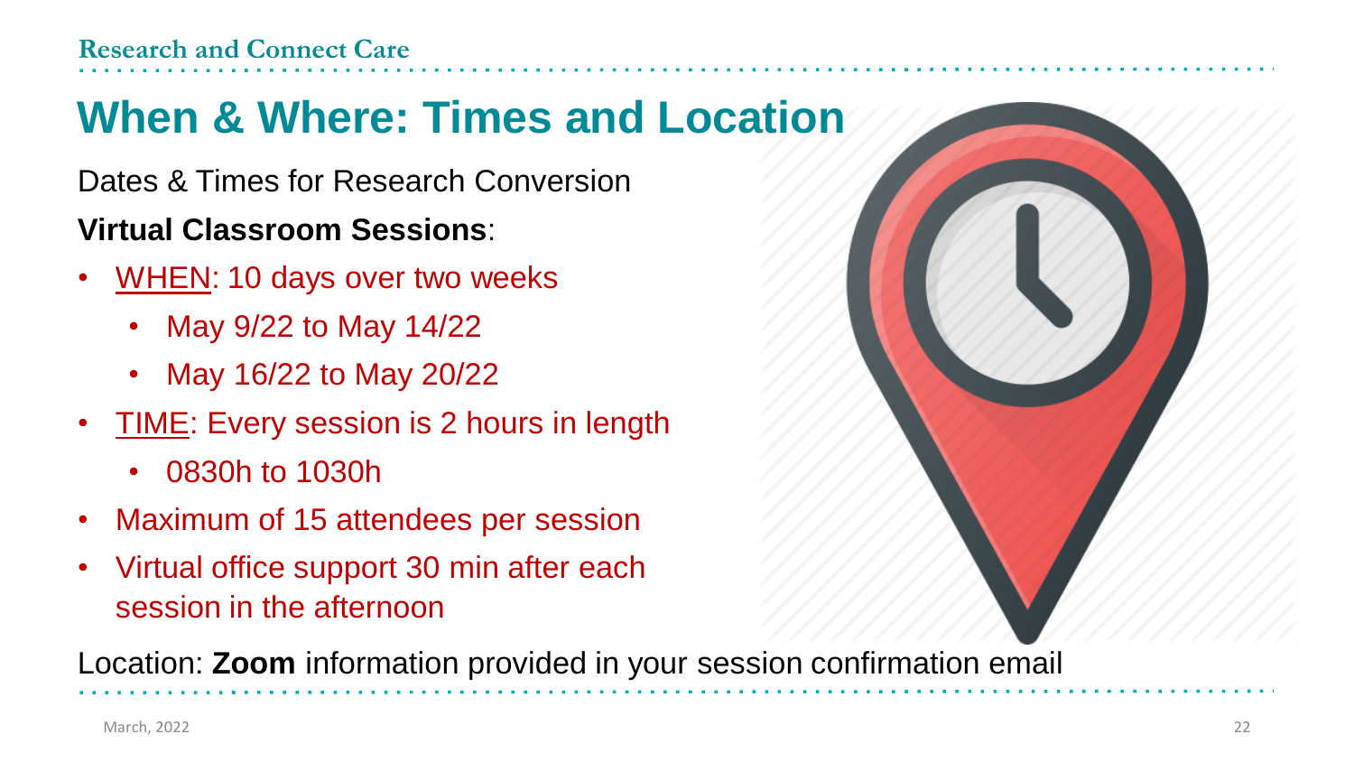# When & Where: Times and Location

Dates & Times for Research Conversion

**Virtual Classroom Sessions**:

- WHEN: 10 days over two weeks
  - May 9/22 to May 14/22
  - May 16/22 to May 20/22
- TIME: Every session is 2 hours in length
  - 0830h to 1030h
- Maximum of 15 attendees per session
- Virtual office support 30 min after each session in the afternoon

Location: **Zoom** information provided in your session confirmation email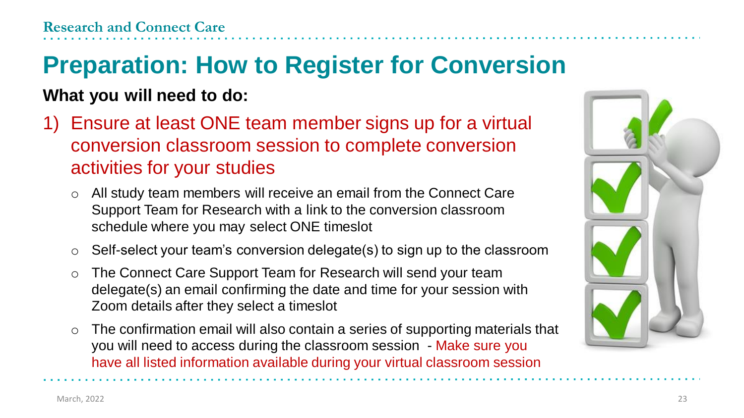# Preparation: How to Register for Conversion

**What you will need to do:**

1) Ensure at least ONE team member signs up for a virtual conversion classroom session to complete conversion activities for your studies
   - All study team members will receive an email from the Connect Care Support Team for Research with a link to the conversion classroom schedule where you may select ONE timeslot
   - Self-select your team's conversion delegate(s) to sign up to the classroom
   - The Connect Care Support Team for Research will send your team delegate(s) an email confirming the date and time for your session with Zoom details after they select a timeslot
   - The confirmation email will also contain a series of supporting materials that you will need to access during the classroom session - Make sure you have all listed information available during your virtual classroom session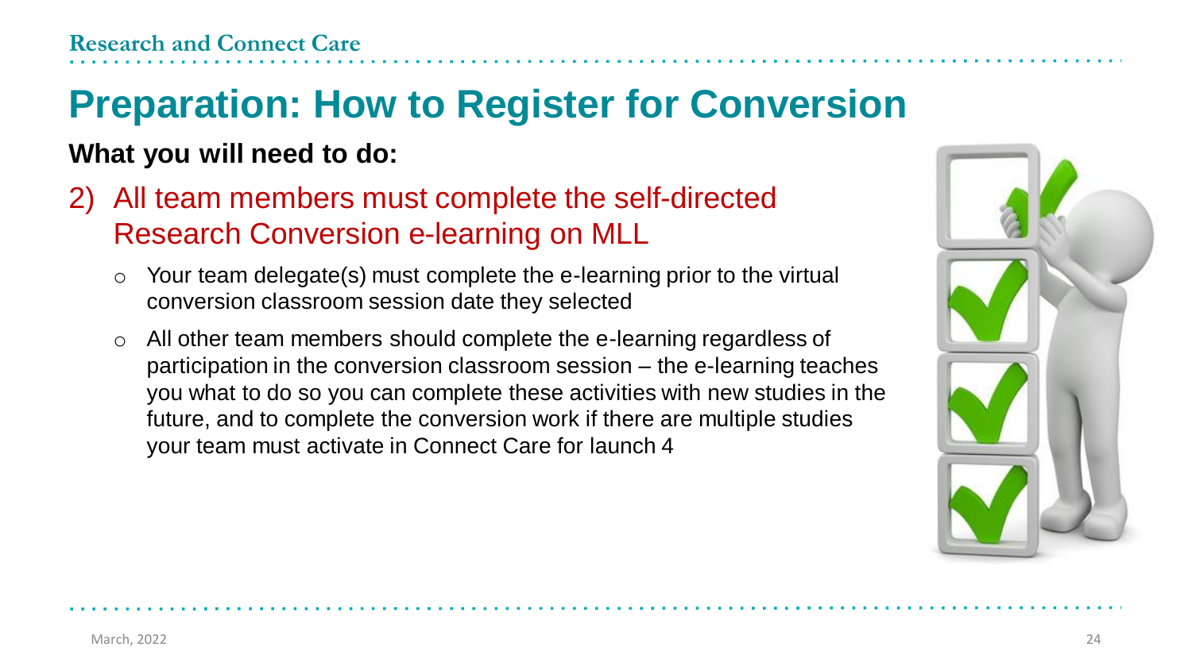# Preparation: How to Register for Conversion

**What you will need to do:**

2) All team members must complete the self-directed Research Conversion e-learning on MLL

   - Your team delegate(s) must complete the e-learning prior to the virtual conversion classroom session date they selected
   - All other team members should complete the e-learning regardless of participation in the conversion classroom session – the e-learning teaches you what to do so you can complete these activities with new studies in the future, and to complete the conversion work if there are multiple studies your team must activate in Connect Care for launch 4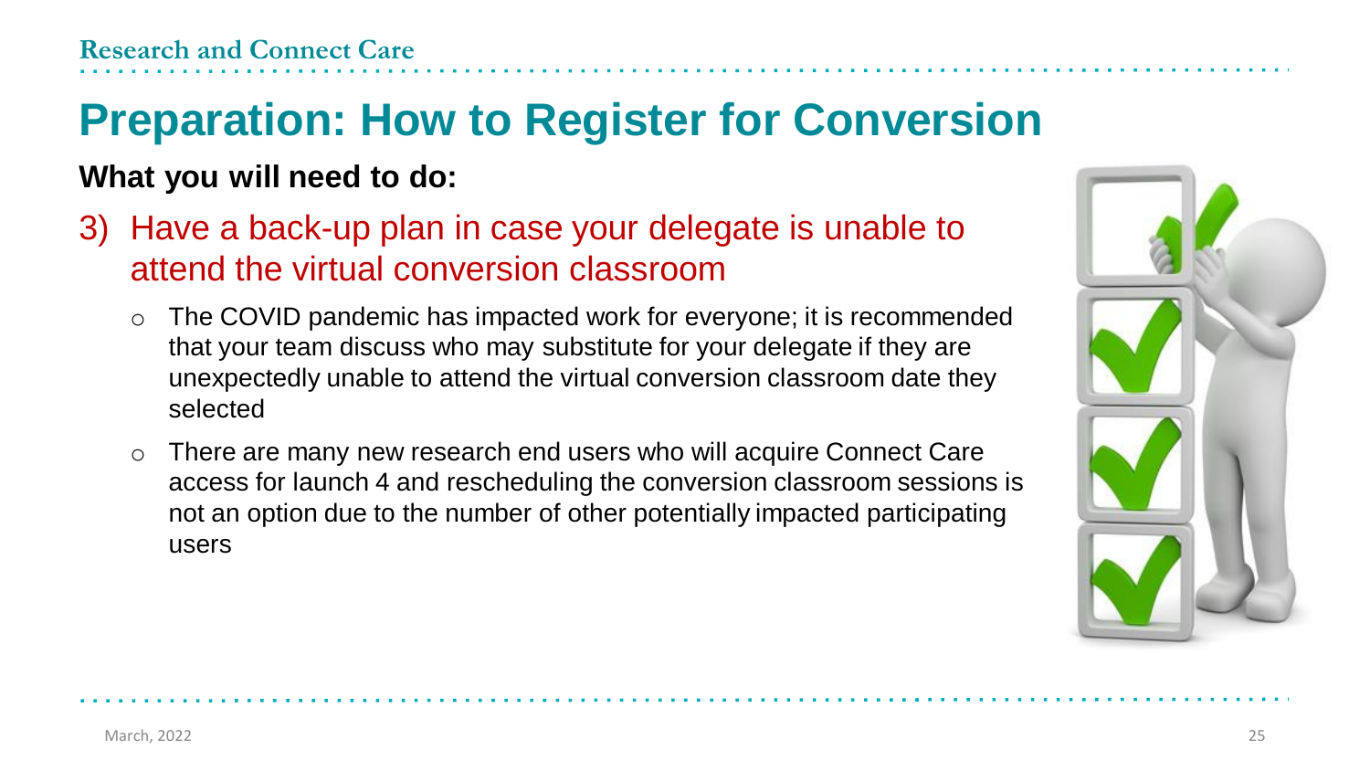# Preparation: How to Register for Conversion

**What you will need to do:**

3) Have a back-up plan in case your delegate is unable to attend the virtual conversion classroom

- The COVID pandemic has impacted work for everyone; it is recommended that your team discuss who may substitute for your delegate if they are unexpectedly unable to attend the virtual conversion classroom date they selected
- There are many new research end users who will acquire Connect Care access for launch 4 and rescheduling the conversion classroom sessions is not an option due to the number of other potentially impacted participating users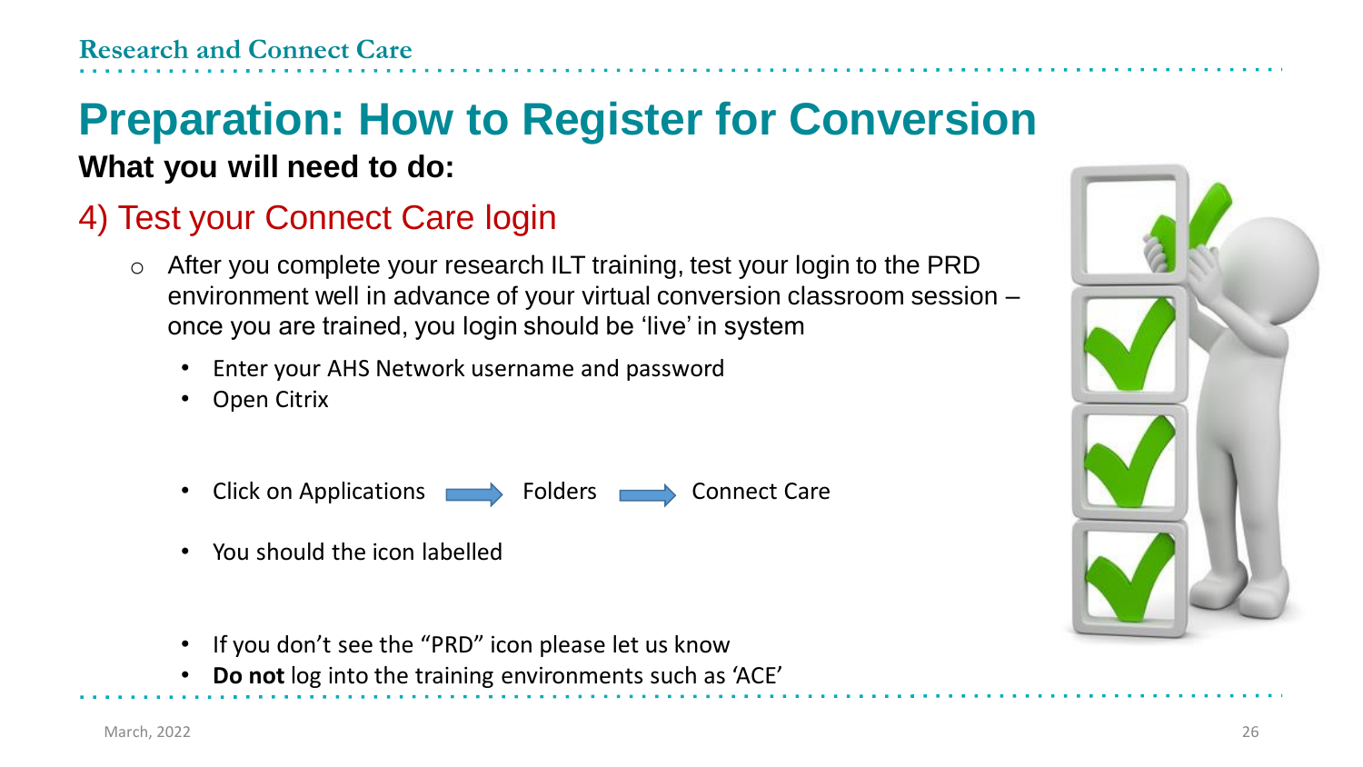# Preparation: How to Register for Conversion

**What you will need to do:**

## 4) Test your Connect Care login

- After you complete your research ILT training, test your login to the PRD environment well in advance of your virtual conversion classroom session – once you are trained, you login should be 'live' in system
  - Enter your AHS Network username and password
  - Open Citrix
  - Click on Applications → Folders → Connect Care
  - You should the icon labelled
  - If you don't see the "PRD" icon please let us know
  - **Do not** log into the training environments such as 'ACE'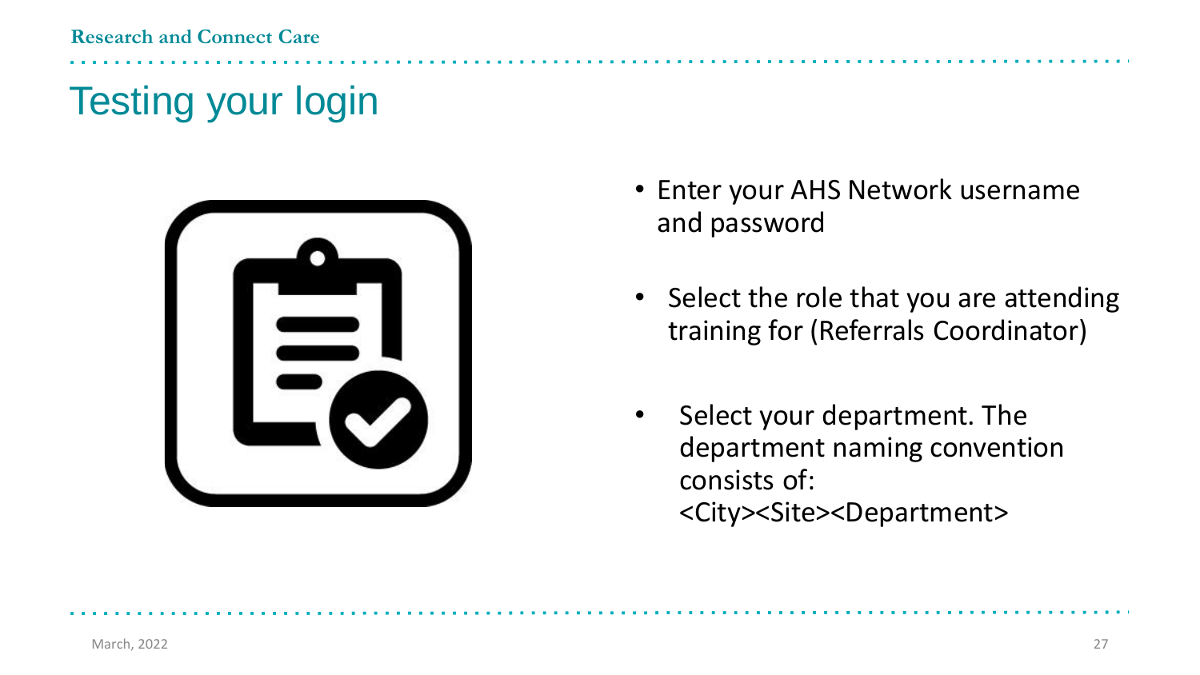# Testing your login

- Enter your AHS Network username and password
- Select the role that you are attending training for (Referrals Coordinator)
- Select your department. The department naming convention consists of: <City><Site><Department>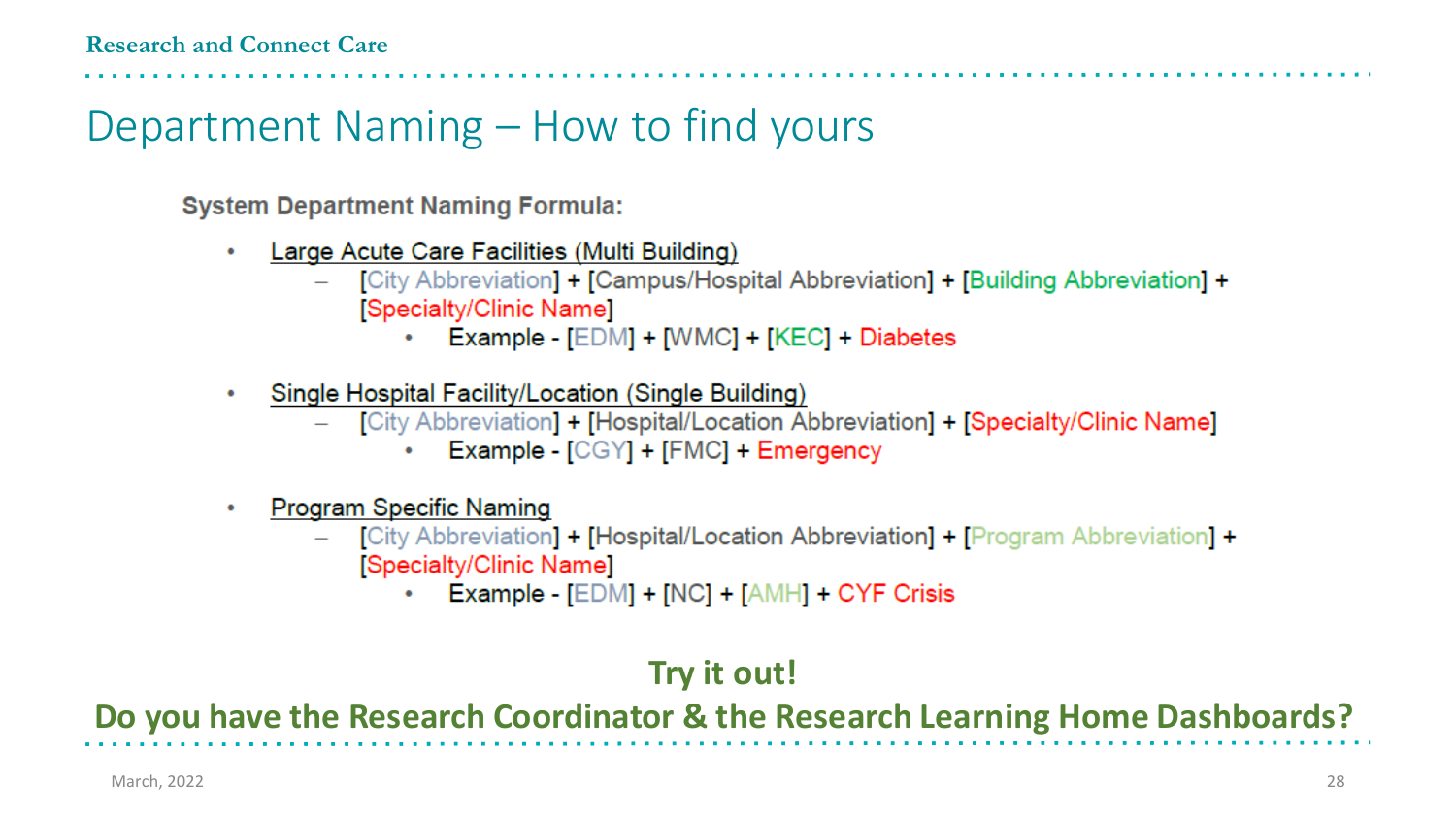# Department Naming – How to find yours

**System Department Naming Formula:**

- Large Acute Care Facilities (Multi Building)
  - [City Abbreviation] + [Campus/Hospital Abbreviation] + [Building Abbreviation] + [Specialty/Clinic Name]
    - Example - [EDM] + [WMC] + [KEC] + Diabetes
- Single Hospital Facility/Location (Single Building)
  - [City Abbreviation] + [Hospital/Location Abbreviation] + [Specialty/Clinic Name]
    - Example - [CGY] + [FMC] + Emergency
- Program Specific Naming
  - [City Abbreviation] + [Hospital/Location Abbreviation] + [Program Abbreviation] + [Specialty/Clinic Name]
    - Example - [EDM] + [NC] + [AMH] + CYF Crisis

**Try it out!**

**Do you have the Research Coordinator & the Research Learning Home Dashboards?**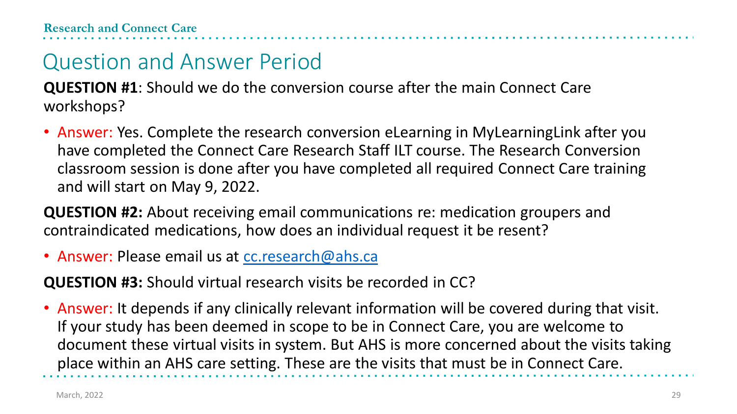# Question and Answer Period

**QUESTION #1**: Should we do the conversion course after the main Connect Care workshops?

- Answer: Yes. Complete the research conversion eLearning in MyLearningLink after you have completed the Connect Care Research Staff ILT course. The Research Conversion classroom session is done after you have completed all required Connect Care training and will start on May 9, 2022.

**QUESTION #2:** About receiving email communications re: medication groupers and contraindicated medications, how does an individual request it be resent?

- Answer: Please email us at [cc.research@ahs.ca](mailto:cc.research@ahs.ca)

**QUESTION #3:** Should virtual research visits be recorded in CC?

- Answer: It depends if any clinically relevant information will be covered during that visit. If your study has been deemed in scope to be in Connect Care, you are welcome to document these virtual visits in system. But AHS is more concerned about the visits taking place within an AHS care setting. These are the visits that must be in Connect Care.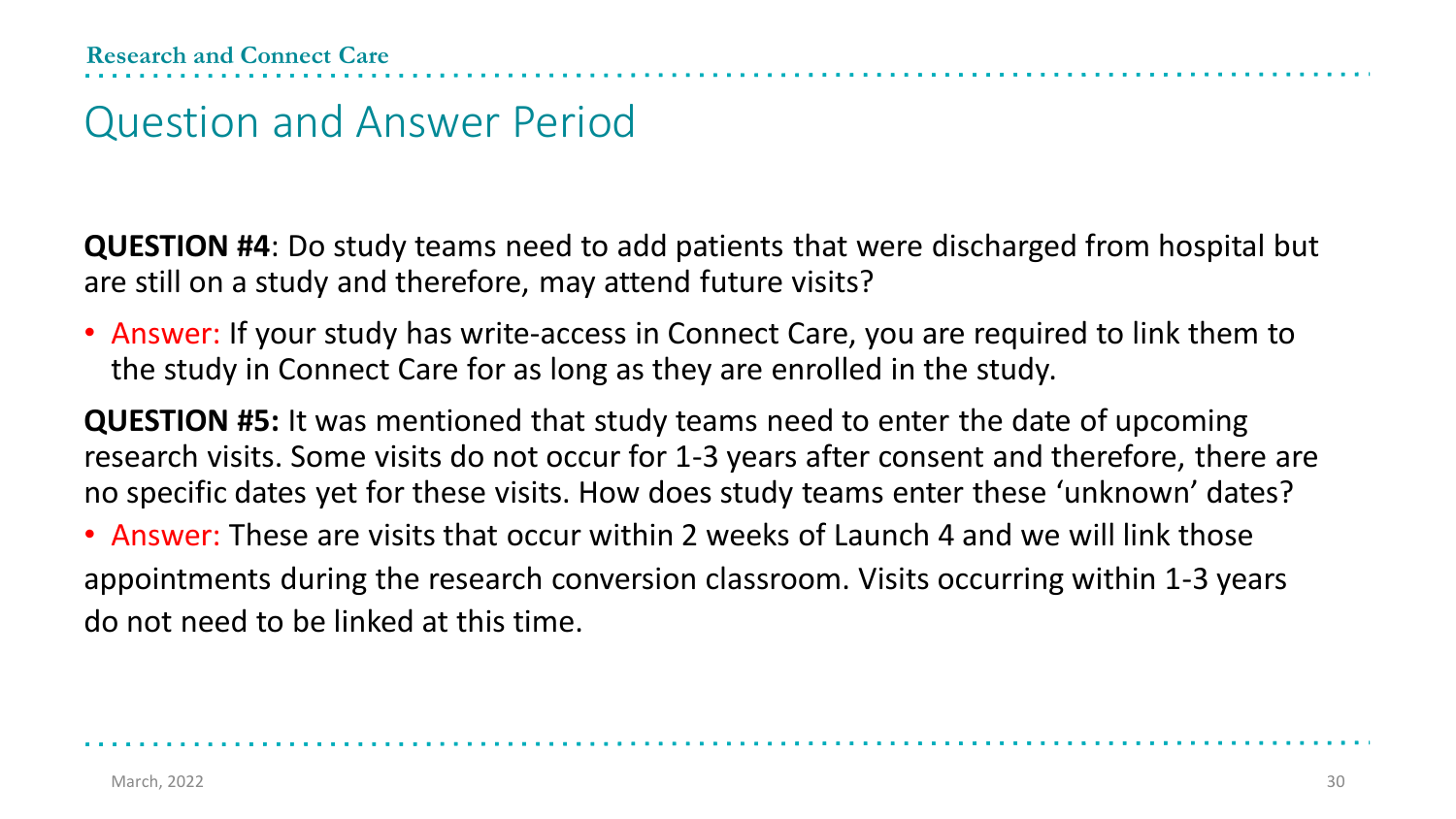# Question and Answer Period

**QUESTION #4**: Do study teams need to add patients that were discharged from hospital but are still on a study and therefore, may attend future visits?

- Answer: If your study has write-access in Connect Care, you are required to link them to the study in Connect Care for as long as they are enrolled in the study.

**QUESTION #5:** It was mentioned that study teams need to enter the date of upcoming research visits. Some visits do not occur for 1-3 years after consent and therefore, there are no specific dates yet for these visits. How does study teams enter these 'unknown' dates?

- Answer: These are visits that occur within 2 weeks of Launch 4 and we will link those appointments during the research conversion classroom. Visits occurring within 1-3 years do not need to be linked at this time.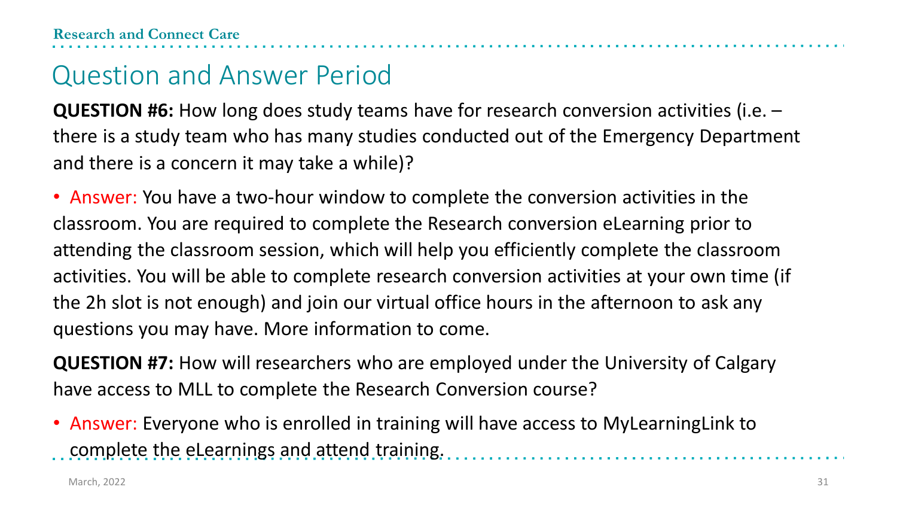# Question and Answer Period

**QUESTION #6:** How long does study teams have for research conversion activities (i.e. – there is a study team who has many studies conducted out of the Emergency Department and there is a concern it may take a while)?

- Answer: You have a two-hour window to complete the conversion activities in the classroom. You are required to complete the Research conversion eLearning prior to attending the classroom session, which will help you efficiently complete the classroom activities. You will be able to complete research conversion activities at your own time (if the 2h slot is not enough) and join our virtual office hours in the afternoon to ask any questions you may have. More information to come.

**QUESTION #7:** How will researchers who are employed under the University of Calgary have access to MLL to complete the Research Conversion course?

- Answer: Everyone who is enrolled in training will have access to MyLearningLink to complete the eLearnings and attend training.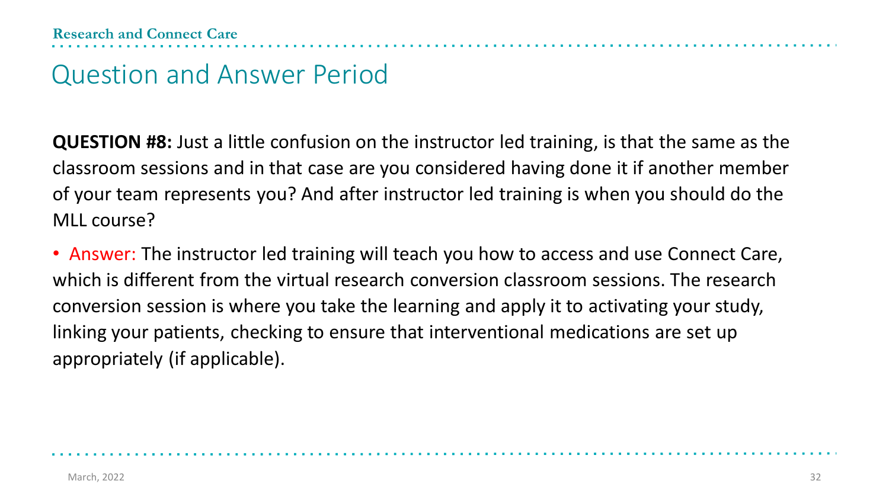# Question and Answer Period

**QUESTION #8:** Just a little confusion on the instructor led training, is that the same as the classroom sessions and in that case are you considered having done it if another member of your team represents you? And after instructor led training is when you should do the MLL course?

- Answer: The instructor led training will teach you how to access and use Connect Care, which is different from the virtual research conversion classroom sessions. The research conversion session is where you take the learning and apply it to activating your study, linking your patients, checking to ensure that interventional medications are set up appropriately (if applicable).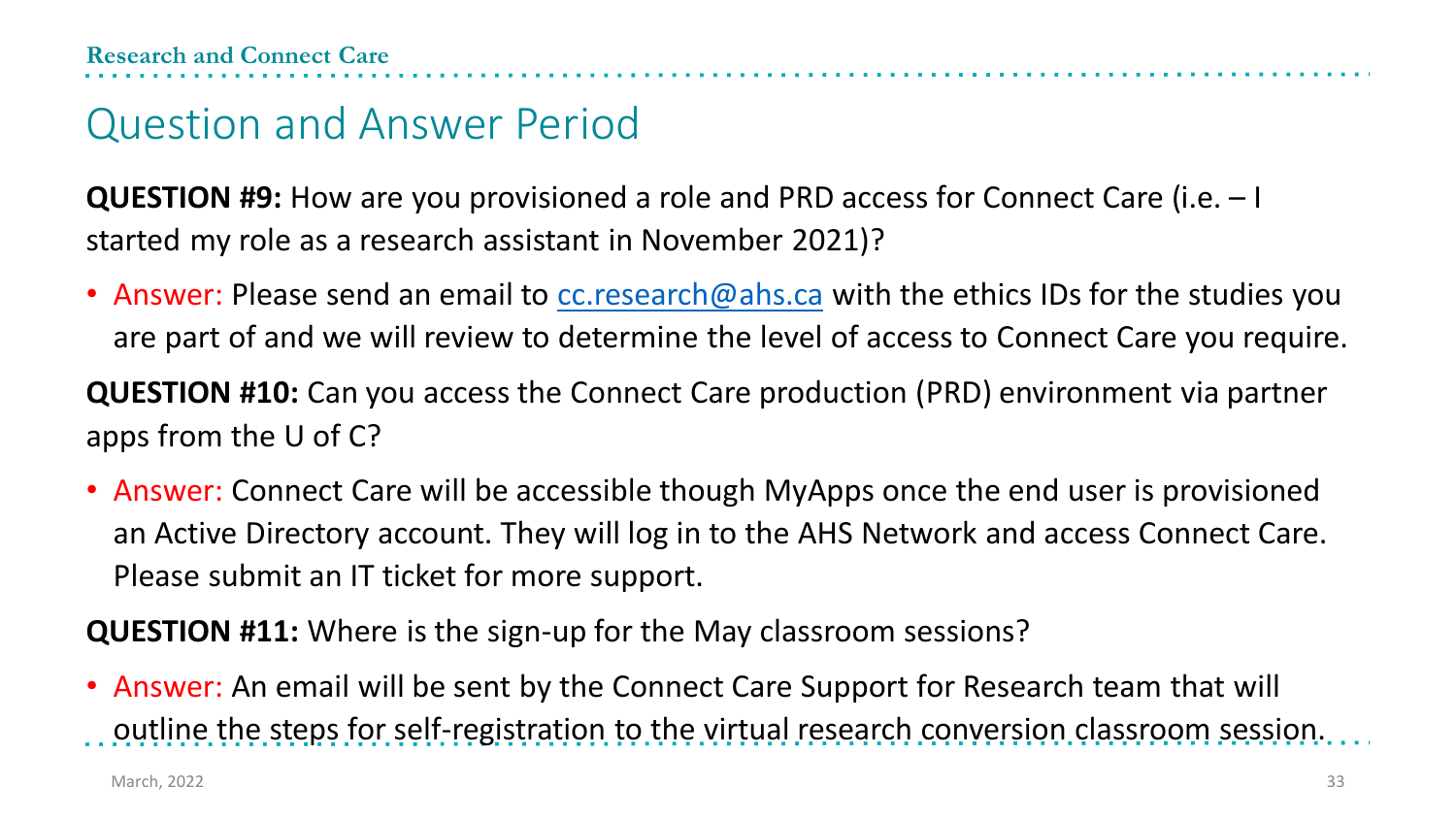# Question and Answer Period

**QUESTION #9:** How are you provisioned a role and PRD access for Connect Care (i.e. – I started my role as a research assistant in November 2021)?

- Answer: Please send an email to cc.research@ahs.ca with the ethics IDs for the studies you are part of and we will review to determine the level of access to Connect Care you require.

**QUESTION #10:** Can you access the Connect Care production (PRD) environment via partner apps from the U of C?

- Answer: Connect Care will be accessible though MyApps once the end user is provisioned an Active Directory account. They will log in to the AHS Network and access Connect Care. Please submit an IT ticket for more support.

**QUESTION #11:** Where is the sign-up for the May classroom sessions?

- Answer: An email will be sent by the Connect Care Support for Research team that will outline the steps for self-registration to the virtual research conversion classroom session.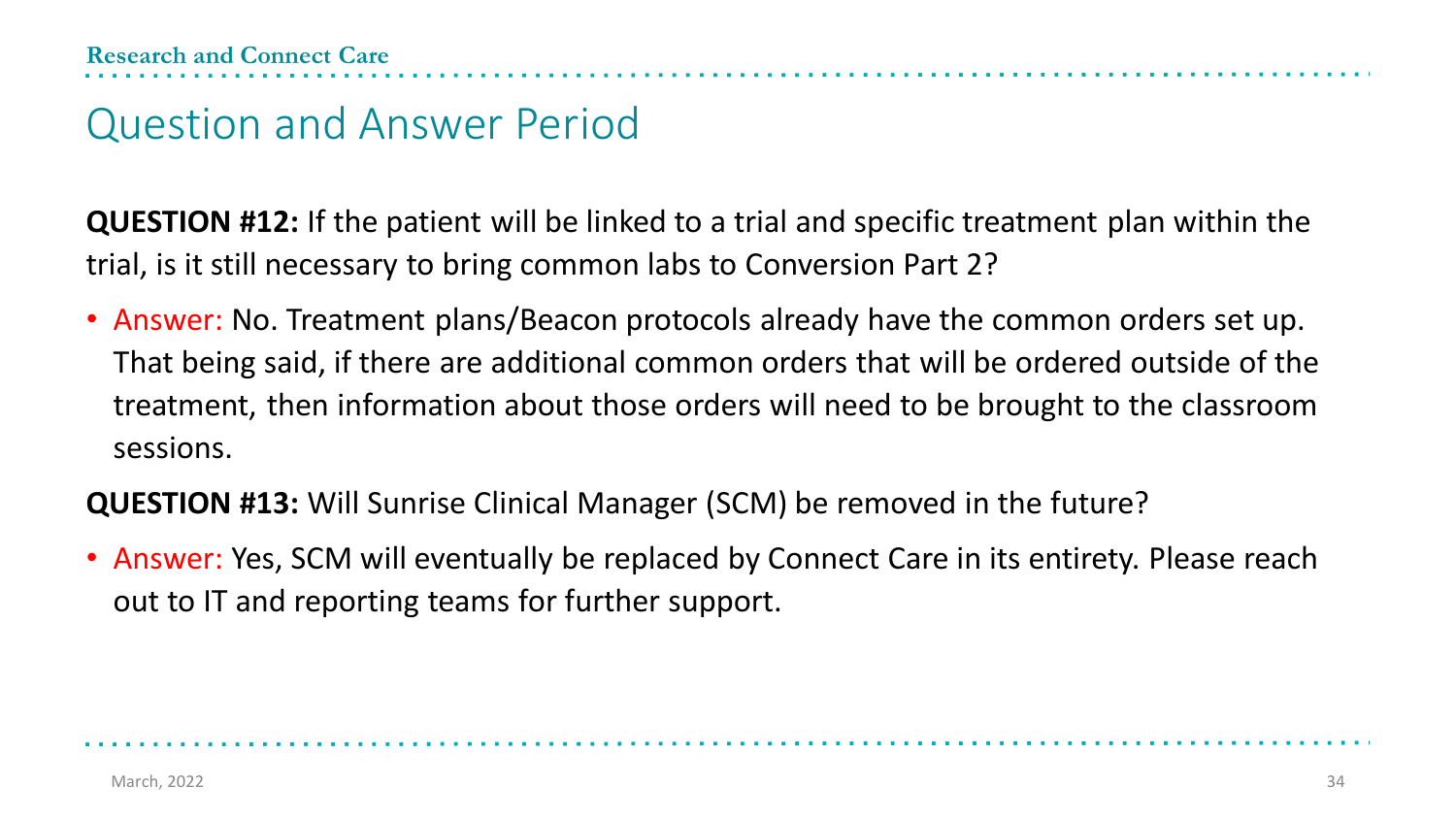# Question and Answer Period

**QUESTION #12:** If the patient will be linked to a trial and specific treatment plan within the trial, is it still necessary to bring common labs to Conversion Part 2?

- Answer: No. Treatment plans/Beacon protocols already have the common orders set up. That being said, if there are additional common orders that will be ordered outside of the treatment, then information about those orders will need to be brought to the classroom sessions.

**QUESTION #13:** Will Sunrise Clinical Manager (SCM) be removed in the future?

- Answer: Yes, SCM will eventually be replaced by Connect Care in its entirety. Please reach out to IT and reporting teams for further support.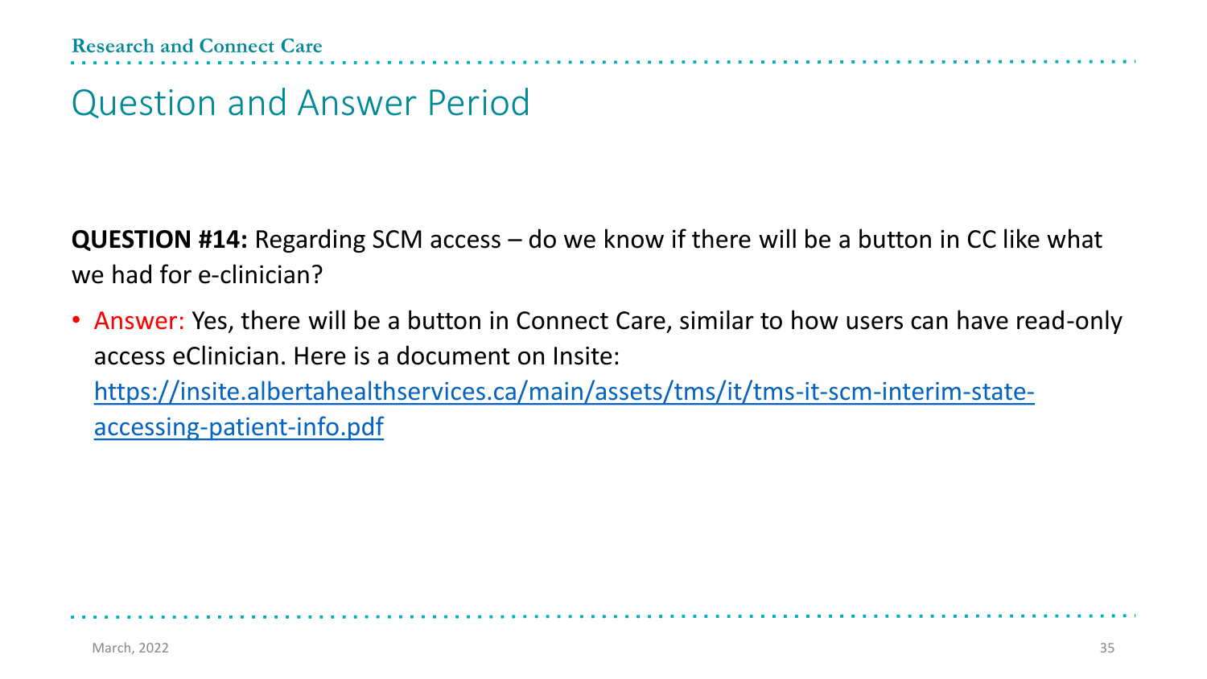# Question and Answer Period

**QUESTION #14:** Regarding SCM access – do we know if there will be a button in CC like what we had for e-clinician?

- Answer: Yes, there will be a button in Connect Care, similar to how users can have read-only access eClinician. Here is a document on Insite: [https://insite.albertahealthservices.ca/main/assets/tms/it/tms-it-scm-interim-state-accessing-patient-info.pdf](https://insite.albertahealthservices.ca/main/assets/tms/it/tms-it-scm-interim-state-accessing-patient-info.pdf)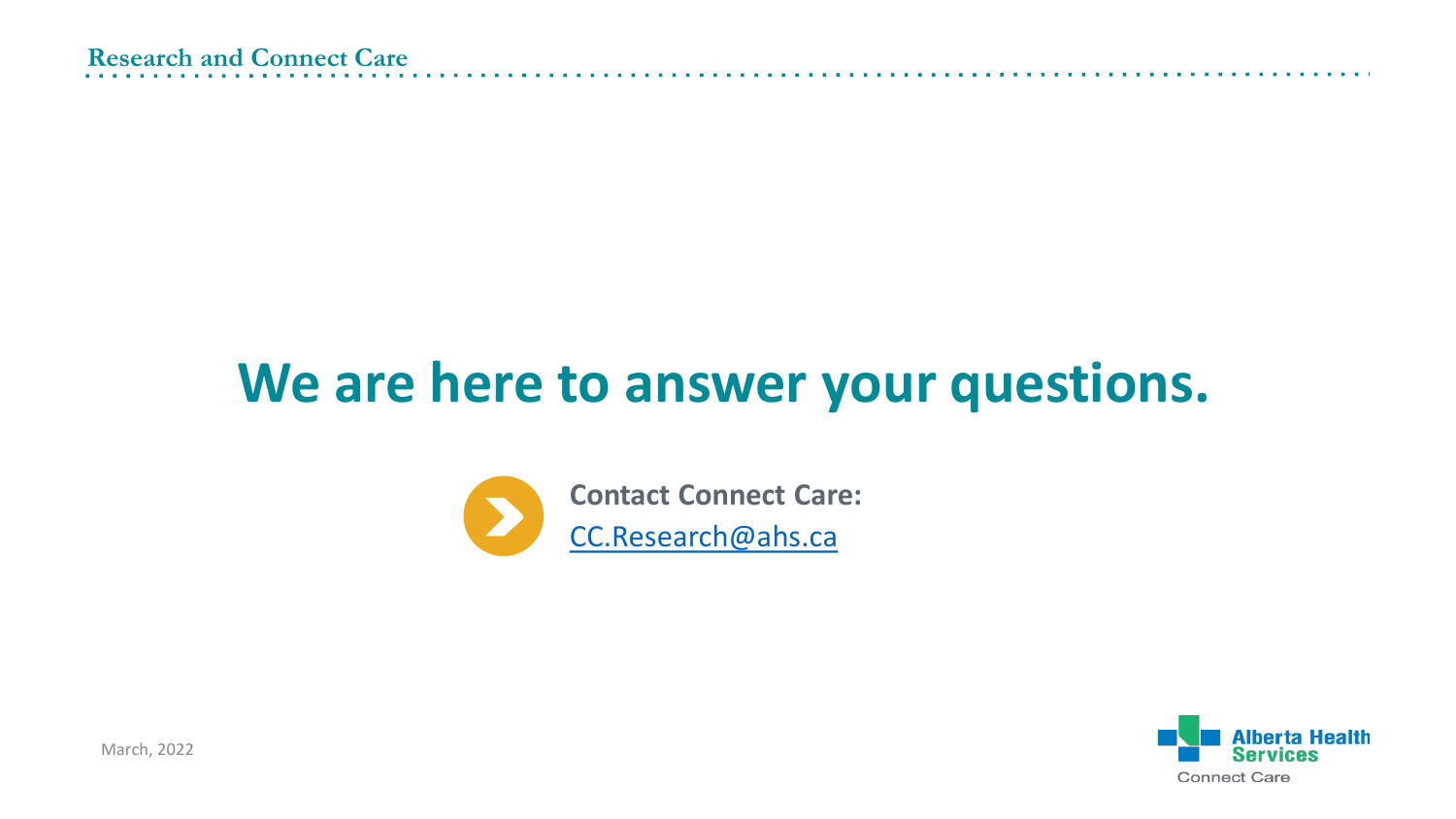# We are here to answer your questions.

**Contact Connect Care:**
CC.Research@ahs.ca

March, 2022